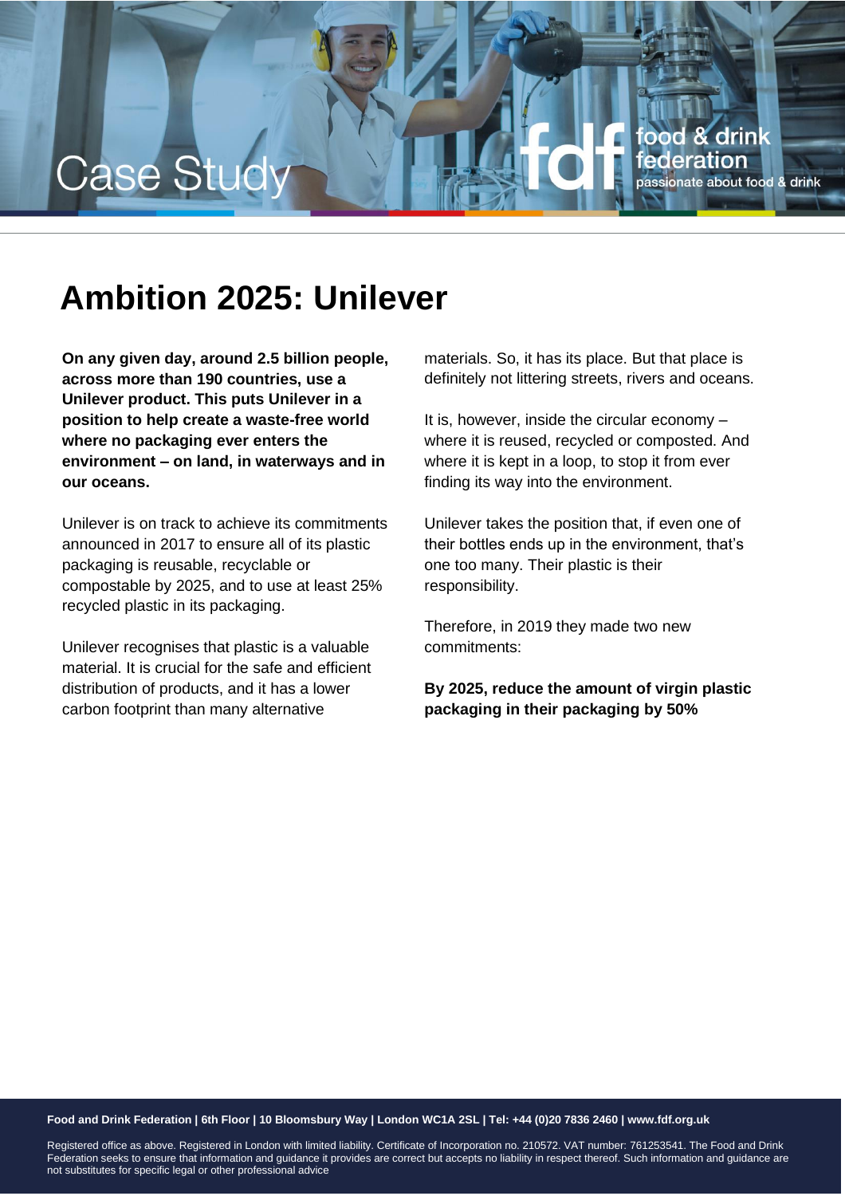Case Study

# Ambition 2025: Unilever

**On any given day, around 2.5 billion people, across more than 190 countries, use a Unilever product. This puts Unilever in a position to help create a waste-free world where no packaging ever enters the environment – on land, in waterways and in our oceans.**

Unilever is on track to achieve its commitments announced in 2017 to ensure all of its plastic packaging is reusable, recyclable or compostable by 2025, and to use at least 25% recycled plastic in its packaging.

Unilever recognises that plastic is a valuable material. It is crucial for the safe and efficient distribution of products, and it has a lower carbon footprint than many alternative materials. So, it has its place. But that place is definitely not littering streets, rivers and oceans.

It is, however, inside the circular economy – where it is reused, recycled or composted. And where it is kept in a loop, to stop it from ever finding its way into the environment.

Unilever takes the position that, if even one of their bottles ends up in the environment, that's one too many. Their plastic is their responsibility.

Therefore, in 2019 they made two new commitments:

**By 2025, reduce the amount of virgin plastic packaging in their packaging by 50%**

**Food and Drink Federation | 6th Floor | 10 Bloomsbury Way | London WC1A 2SL | Tel: +44 (0)20 7836 2460 | www.fdf.org.uk**

Registered office as above. Registered in London with limited liability. Certificate of Incorporation no. 210572. VAT number: 761253541. The Food and Drink Federation seeks to ensure that information and guidance it provides are correct but accepts no liability in respect thereof. Such information and guidance are not substitutes for specific legal or other professional advice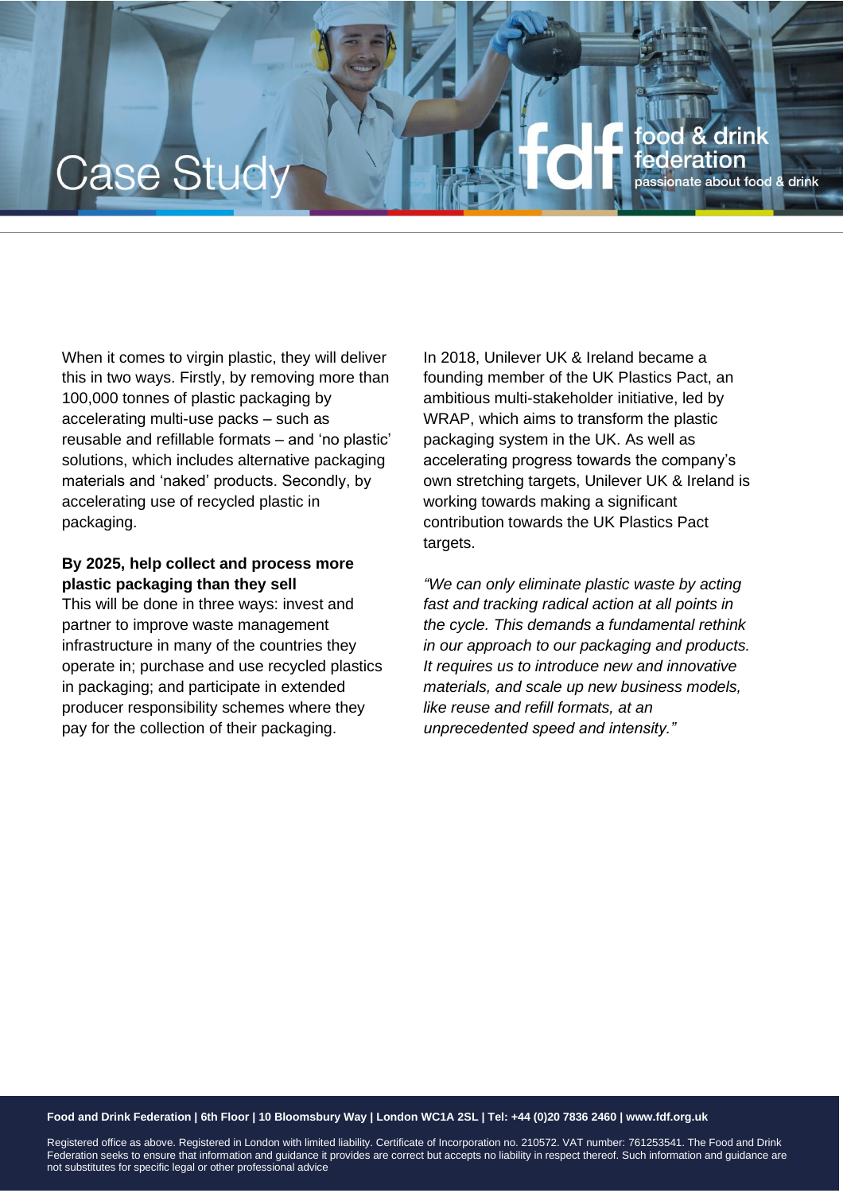When it comes to virgin plastic, they will deliver this in two ways. Firstly, by removing more than 100,000 tonnes of plastic packaging by accelerating multi-use packs – such as reusable and refillable formats – and 'no plastic' solutions, which includes alternative packaging materials and 'naked' products. Secondly, by accelerating use of recycled plastic in packaging.

**By 2025, help collect and process more plastic packaging than they sell**

This will be done in three ways: invest and partner to improve waste management infrastructure in many of the countries they operate in; purchase and use recycled plastics in packaging; and participate in extended producer responsibility schemes where they pay for the collection of their packaging.

In 2018, Unilever UK & Ireland became a founding member of the UK Plastics Pact, an ambitious multi-stakeholder initiative, led by WRAP, which aims to transform the plastic packaging system in the UK. As well as accelerating progress towards the company's own stretching targets, Unilever UK & Ireland is working towards making a significant contribution towards the UK Plastics Pact targets.

*"We can only eliminate plastic waste by acting fast and tracking radical action at all points in the cycle. This demands a fundamental rethink in our approach to our packaging and products. It requires us to introduce new and innovative materials, and scale up new business models, like reuse and refill formats, at an unprecedented speed and intensity."*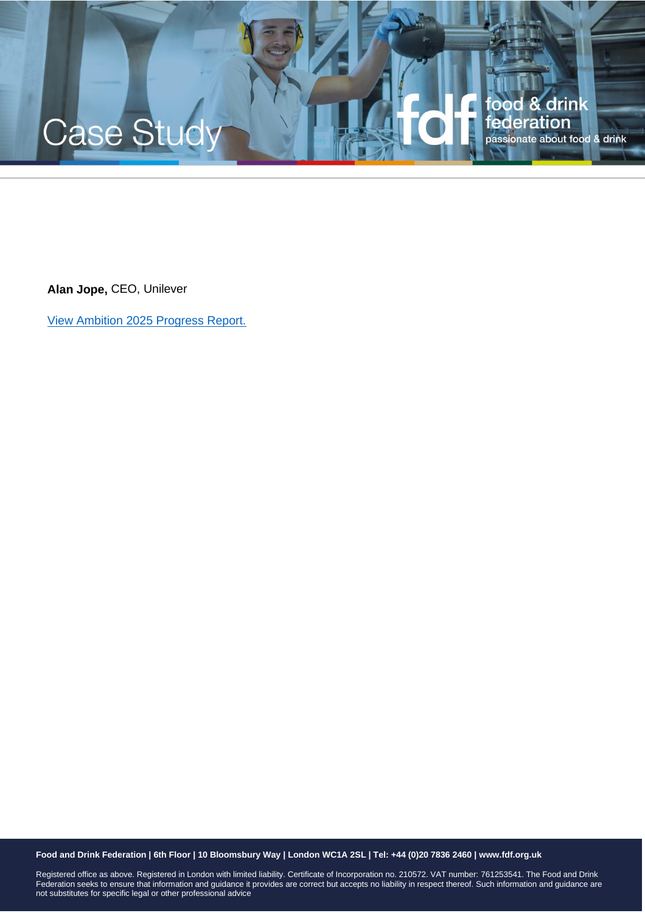**Alan Jope,** CEO, Unilever

[View Ambition 2025 Progress Report.]()